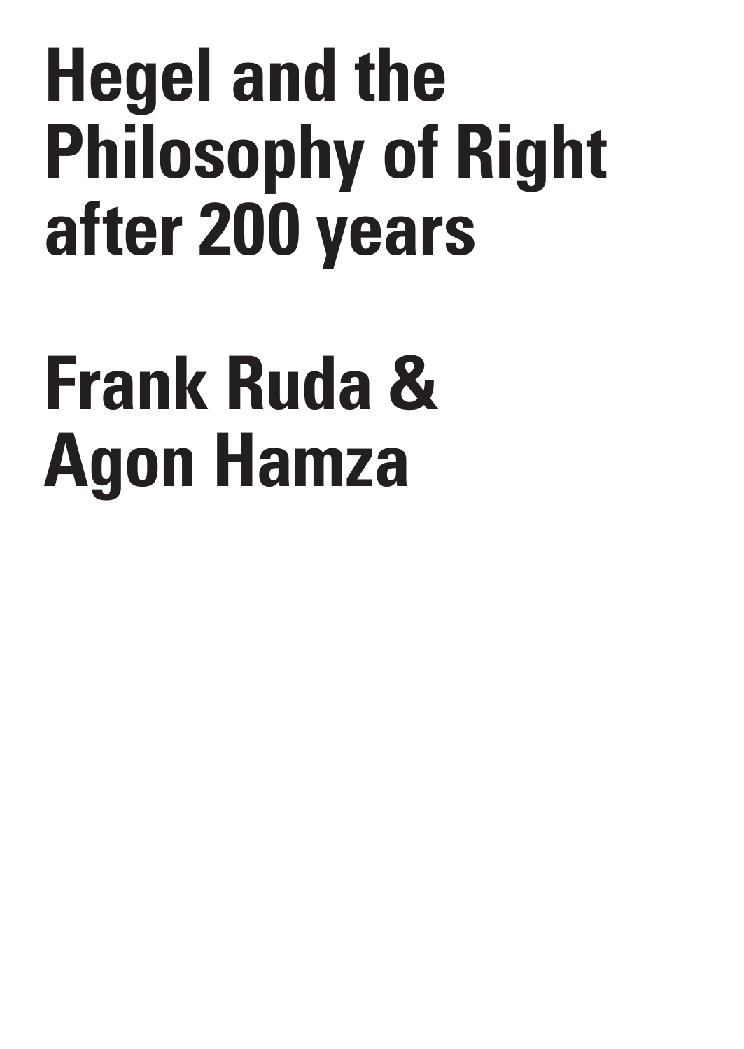# Hegel and the Philosophy of Right after 200 years

# Frank Ruda & Agon Hamza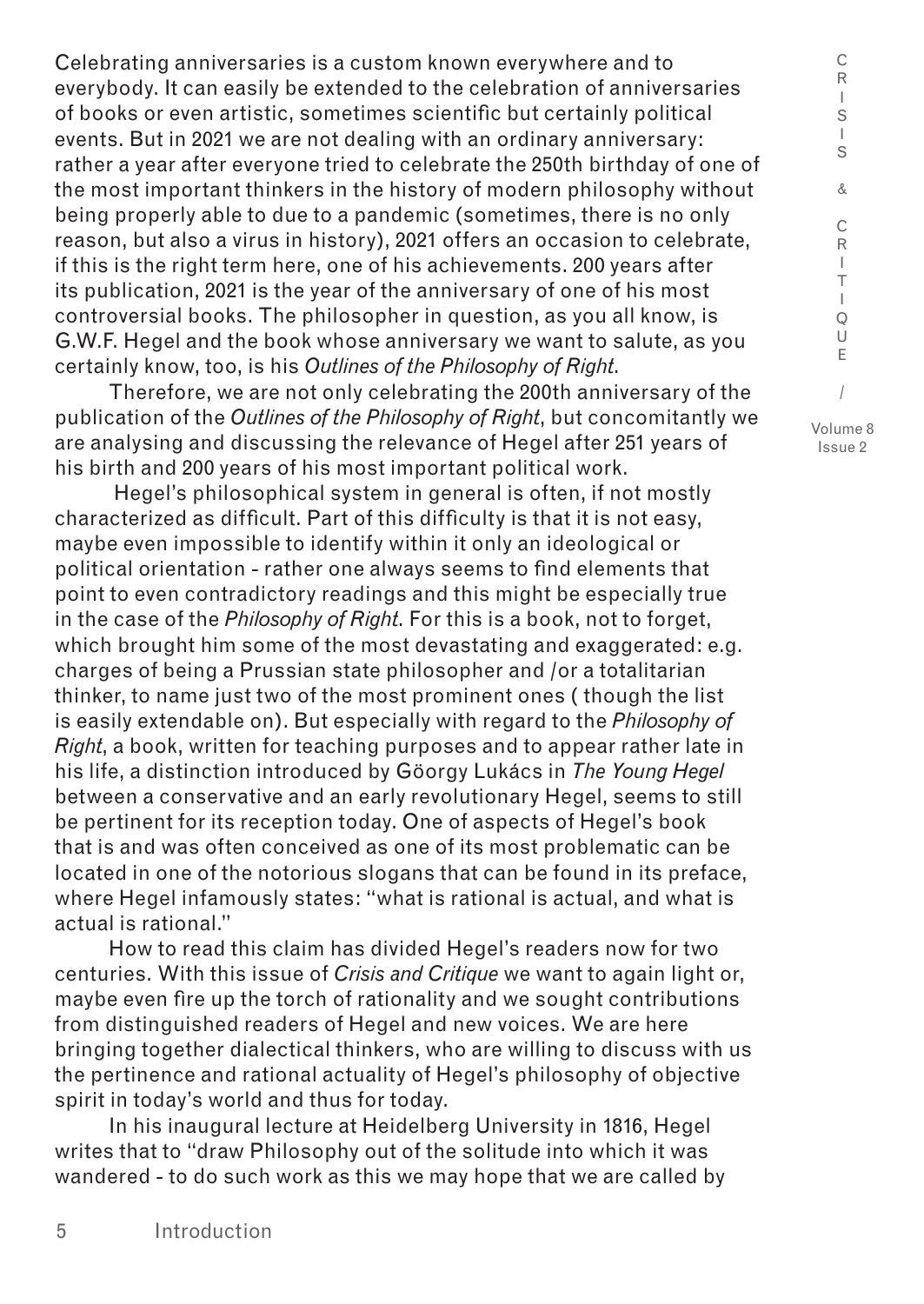Celebrating anniversaries is a custom known everywhere and to everybody. It can easily be extended to the celebration of anniversaries of books or even artistic, sometimes scientific but certainly political events. But in 2021 we are not dealing with an ordinary anniversary: rather a year after everyone tried to celebrate the 250th birthday of one of the most important thinkers in the history of modern philosophy without being properly able to due to a pandemic (sometimes, there is no only reason, but also a virus in history), 2021 offers an occasion to celebrate, if this is the right term here, one of his achievements. 200 years after its publication, 2021 is the year of the anniversary of one of his most controversial books. The philosopher in question, as you all know, is G.W.F. Hegel and the book whose anniversary we want to salute, as you certainly know, too, is his *Outlines of the Philosophy of Right*.

Therefore, we are not only celebrating the 200th anniversary of the publication of the *Outlines of the Philosophy of Right*, but concomitantly we are analysing and discussing the relevance of Hegel after 251 years of his birth and 200 years of his most important political work.

Hegel's philosophical system in general is often, if not mostly characterized as difficult. Part of this difficulty is that it is not easy, maybe even impossible to identify within it only an ideological or political orientation - rather one always seems to find elements that point to even contradictory readings and this might be especially true in the case of the *Philosophy of Right*. For this is a book, not to forget, which brought him some of the most devastating and exaggerated: e.g. charges of being a Prussian state philosopher and /or a totalitarian thinker, to name just two of the most prominent ones ( though the list is easily extendable on). But especially with regard to the *Philosophy of Right*, a book, written for teaching purposes and to appear rather late in his life, a distinction introduced by Göorgy Lukács in *The Young Hegel* between a conservative and an early revolutionary Hegel, seems to still be pertinent for its reception today. One of aspects of Hegel's book that is and was often conceived as one of its most problematic can be located in one of the notorious slogans that can be found in its preface, where Hegel infamously states: "what is rational is actual, and what is actual is rational."

How to read this claim has divided Hegel's readers now for two centuries. With this issue of *Crisis and Critique* we want to again light or, maybe even fire up the torch of rationality and we sought contributions from distinguished readers of Hegel and new voices. We are here bringing together dialectical thinkers, who are willing to discuss with us the pertinence and rational actuality of Hegel's philosophy of objective spirit in today's world and thus for today.

In his inaugural lecture at Heidelberg University in 1816, Hegel writes that to "draw Philosophy out of the solitude into which it was wandered - to do such work as this we may hope that we are called by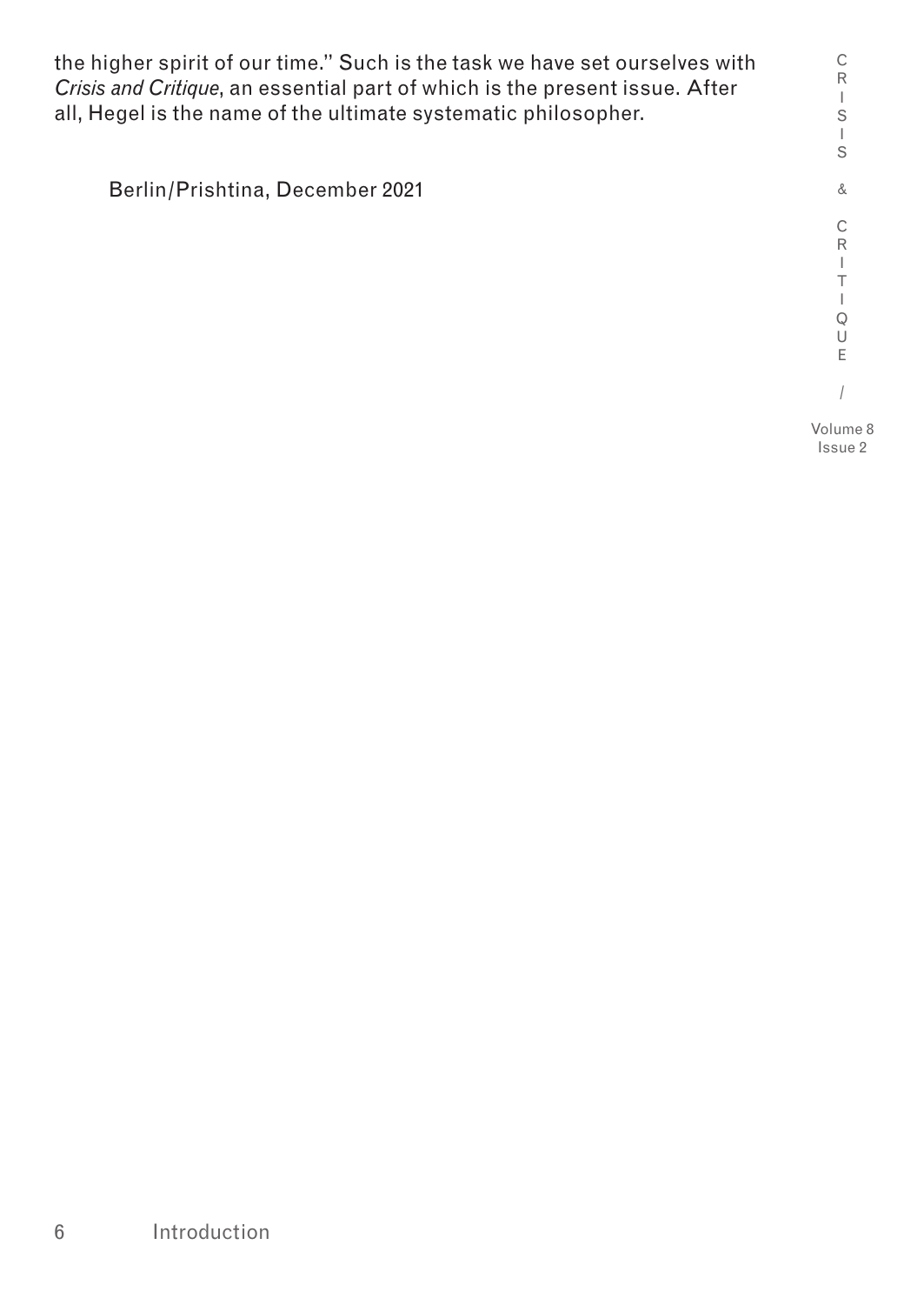the higher spirit of our time." Such is the task we have set ourselves with *Crisis and Critique*, an essential part of which is the present issue. After all, Hegel is the name of the ultimate systematic philosopher.

Berlin/Prishtina, December 2021